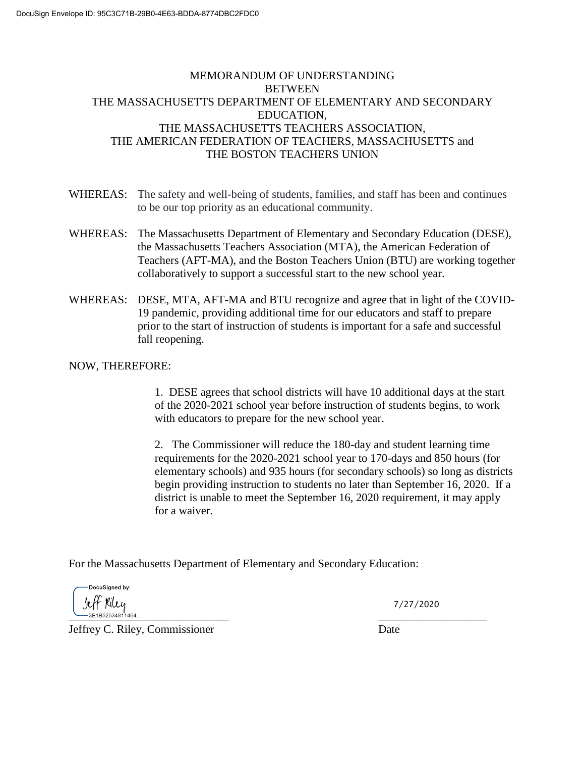# MEMORANDUM OF UNDERSTANDING
BETWEEN
THE MASSACHUSETTS DEPARTMENT OF ELEMENTARY AND SECONDARY EDUCATION,
THE MASSACHUSETTS TEACHERS ASSOCIATION,
THE AMERICAN FEDERATION OF TEACHERS, MASSACHUSETTS and
THE BOSTON TEACHERS UNION

WHEREAS: The safety and well-being of students, families, and staff has been and continues to be our top priority as an educational community.

WHEREAS: The Massachusetts Department of Elementary and Secondary Education (DESE), the Massachusetts Teachers Association (MTA), the American Federation of Teachers (AFT-MA), and the Boston Teachers Union (BTU) are working together collaboratively to support a successful start to the new school year.

WHEREAS: DESE, MTA, AFT-MA and BTU recognize and agree that in light of the COVID-19 pandemic, providing additional time for our educators and staff to prepare prior to the start of instruction of students is important for a safe and successful fall reopening.

NOW, THEREFORE:

1. DESE agrees that school districts will have 10 additional days at the start of the 2020-2021 school year before instruction of students begins, to work with educators to prepare for the new school year.

2. The Commissioner will reduce the 180-day and student learning time requirements for the 2020-2021 school year to 170-days and 850 hours (for elementary schools) and 935 hours (for secondary schools) so long as districts begin providing instruction to students no later than September 16, 2020. If a district is unable to meet the September 16, 2020 requirement, it may apply for a waiver.

For the Massachusetts Department of Elementary and Secondary Education:

DocuSigned by: Jeff Riley
3E1B52534811464

Jeffrey C. Riley, Commissioner

7/27/2020

Date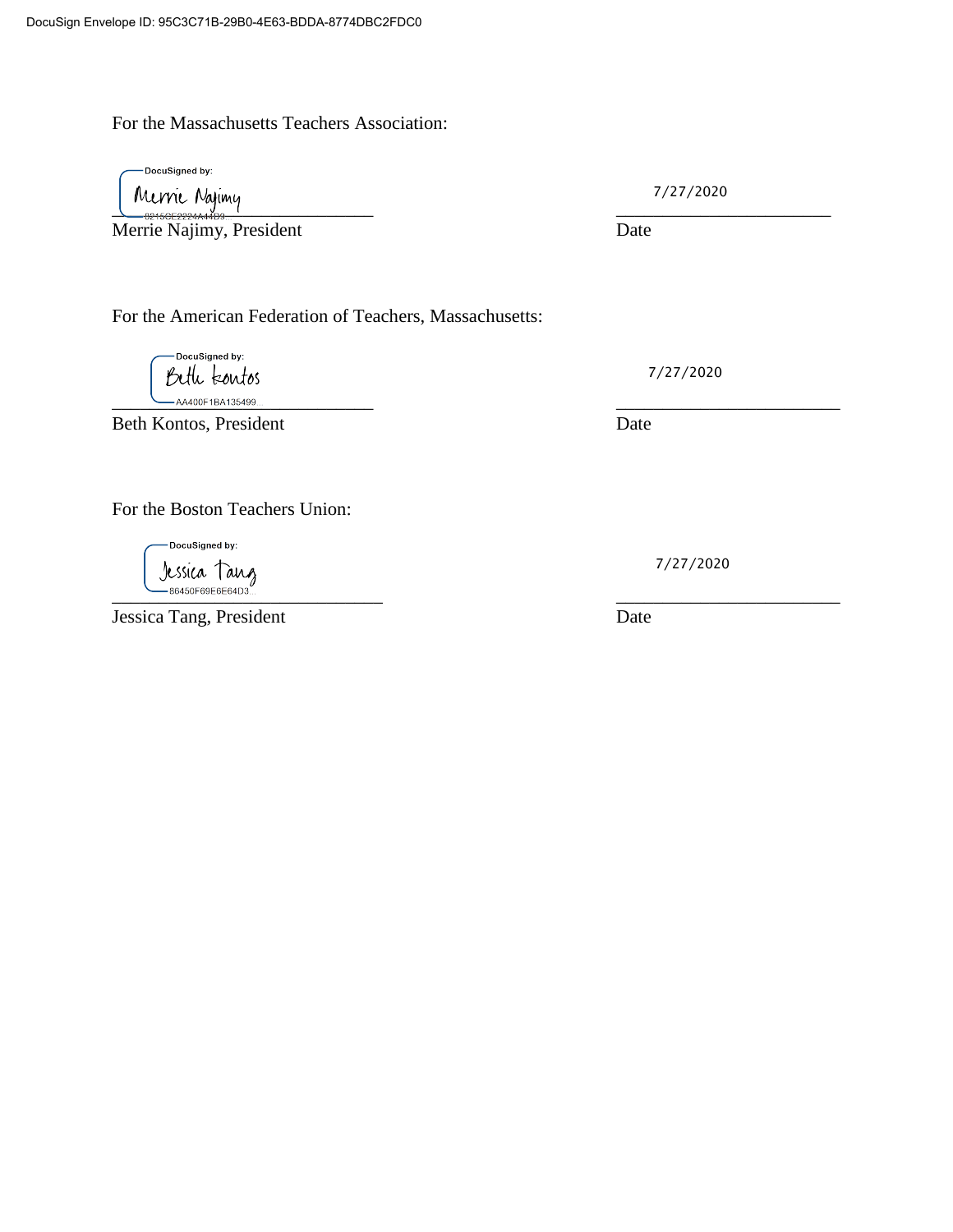DocuSign Envelope ID: 95C3C71B-29B0-4E63-BDDA-8774DBC2FDC0

For the Massachusetts Teachers Association:

DocuSigned by:
Merrie Najimy
8215CE2224A44D9...

Merrie Najimy, President

7/27/2020

Date

For the American Federation of Teachers, Massachusetts:

DocuSigned by:
Beth Kontos
AA400F1BA135499...

Beth Kontos, President

7/27/2020

Date

For the Boston Teachers Union:

DocuSigned by:
Jessica Tang
86450F69E6E64D3...

Jessica Tang, President

7/27/2020

Date